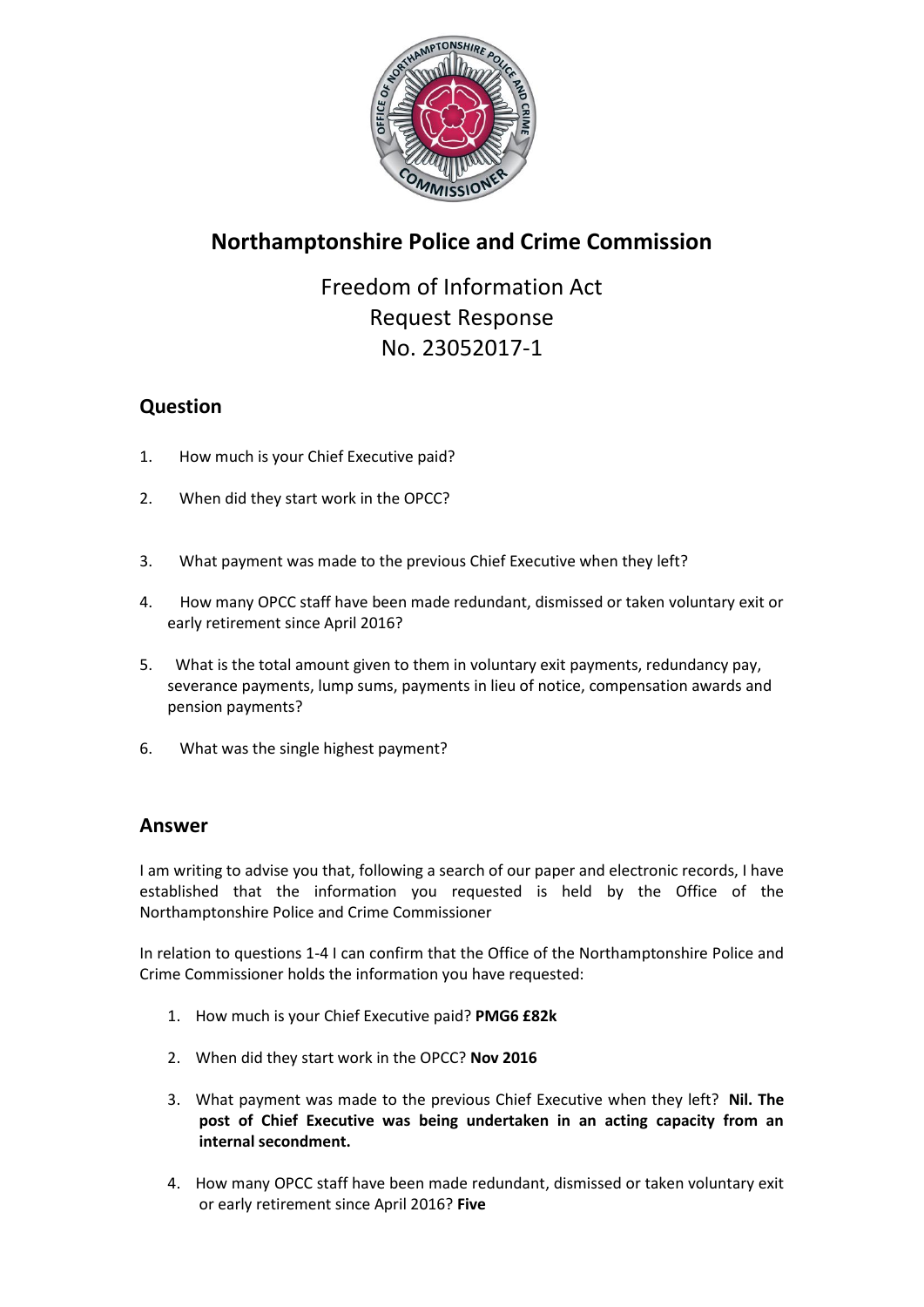# Northamptonshire Police and Crime Commission

Freedom of Information Act
Request Response
No. 23052017-1

## Question

1. How much is your Chief Executive paid?
2. When did they start work in the OPCC?
3. What payment was made to the previous Chief Executive when they left?
4. How many OPCC staff have been made redundant, dismissed or taken voluntary exit or early retirement since April 2016?
5. What is the total amount given to them in voluntary exit payments, redundancy pay, severance payments, lump sums, payments in lieu of notice, compensation awards and pension payments?
6. What was the single highest payment?

## Answer

I am writing to advise you that, following a search of our paper and electronic records, I have established that the information you requested is held by the Office of the Northamptonshire Police and Crime Commissioner

In relation to questions 1-4 I can confirm that the Office of the Northamptonshire Police and Crime Commissioner holds the information you have requested:

1. How much is your Chief Executive paid? **PMG6 £82k**
2. When did they start work in the OPCC? **Nov 2016**
3. What payment was made to the previous Chief Executive when they left? **Nil. The post of Chief Executive was being undertaken in an acting capacity from an internal secondment.**
4. How many OPCC staff have been made redundant, dismissed or taken voluntary exit or early retirement since April 2016? **Five**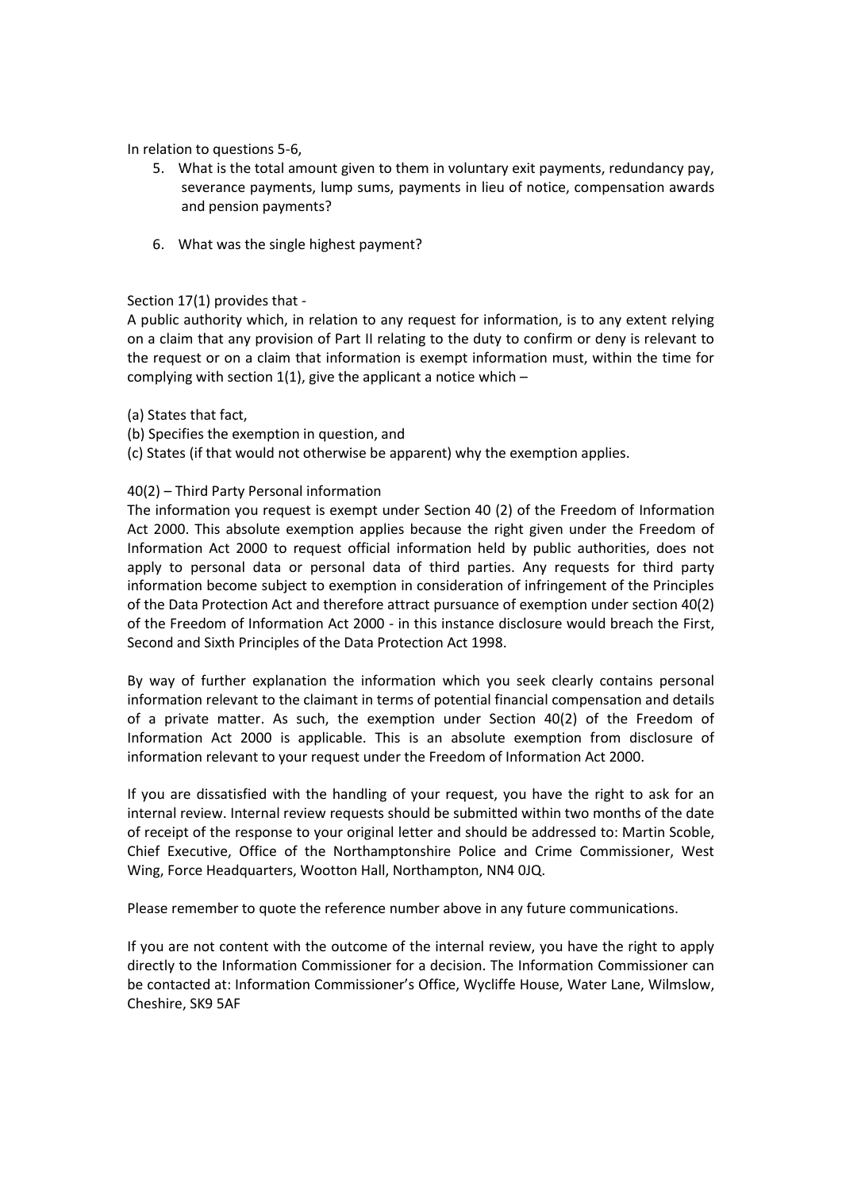In relation to questions 5-6,

5. What is the total amount given to them in voluntary exit payments, redundancy pay, severance payments, lump sums, payments in lieu of notice, compensation awards and pension payments?

6. What was the single highest payment?

Section 17(1) provides that -
A public authority which, in relation to any request for information, is to any extent relying on a claim that any provision of Part II relating to the duty to confirm or deny is relevant to the request or on a claim that information is exempt information must, within the time for complying with section 1(1), give the applicant a notice which –

(a) States that fact,
(b) Specifies the exemption in question, and
(c) States (if that would not otherwise be apparent) why the exemption applies.

40(2) – Third Party Personal information
The information you request is exempt under Section 40 (2) of the Freedom of Information Act 2000. This absolute exemption applies because the right given under the Freedom of Information Act 2000 to request official information held by public authorities, does not apply to personal data or personal data of third parties. Any requests for third party information become subject to exemption in consideration of infringement of the Principles of the Data Protection Act and therefore attract pursuance of exemption under section 40(2) of the Freedom of Information Act 2000 - in this instance disclosure would breach the First, Second and Sixth Principles of the Data Protection Act 1998.

By way of further explanation the information which you seek clearly contains personal information relevant to the claimant in terms of potential financial compensation and details of a private matter. As such, the exemption under Section 40(2) of the Freedom of Information Act 2000 is applicable. This is an absolute exemption from disclosure of information relevant to your request under the Freedom of Information Act 2000.

If you are dissatisfied with the handling of your request, you have the right to ask for an internal review. Internal review requests should be submitted within two months of the date of receipt of the response to your original letter and should be addressed to: Martin Scoble, Chief Executive, Office of the Northamptonshire Police and Crime Commissioner, West Wing, Force Headquarters, Wootton Hall, Northampton, NN4 0JQ.

Please remember to quote the reference number above in any future communications.

If you are not content with the outcome of the internal review, you have the right to apply directly to the Information Commissioner for a decision. The Information Commissioner can be contacted at: Information Commissioner's Office, Wycliffe House, Water Lane, Wilmslow, Cheshire, SK9 5AF